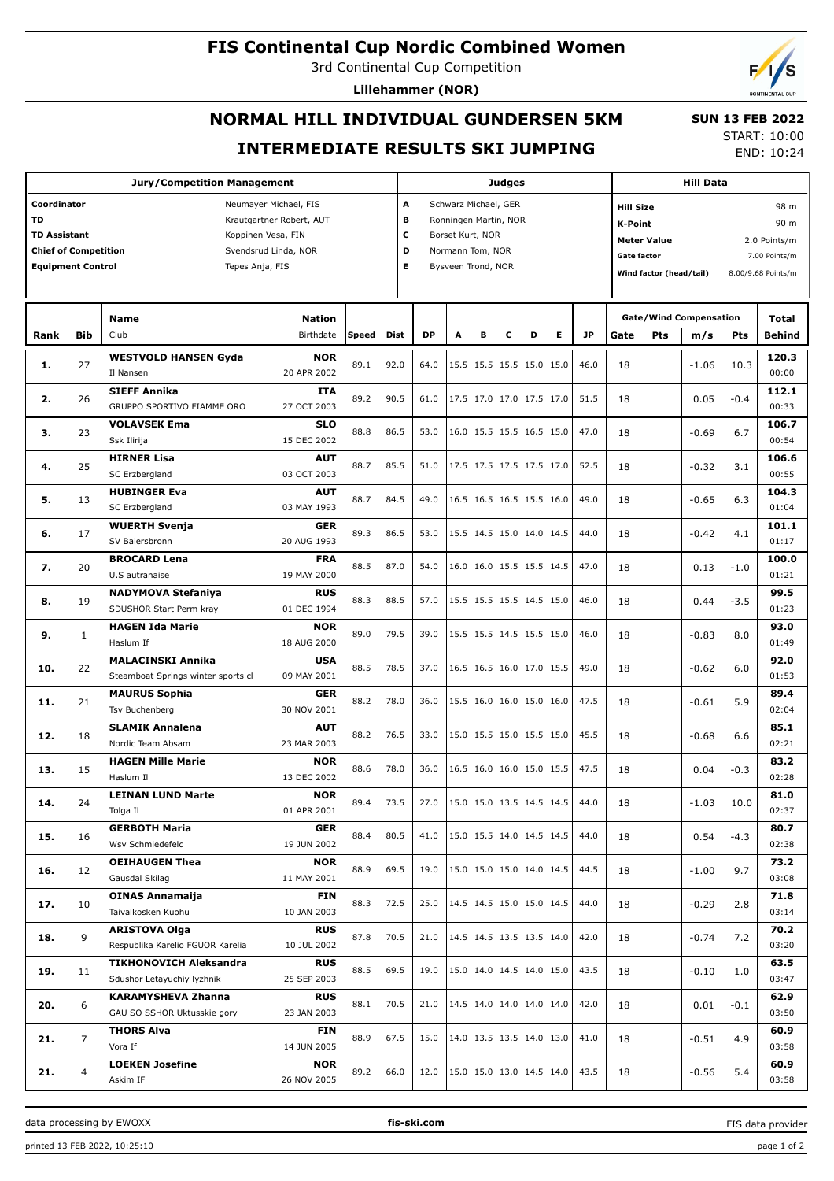# FIS Continental Cup Nordic Combined Women

3rd Continental Cup Competition

**Lillehammer (NOR)**

## NORMAL HILL INDIVIDUAL GUNDERSEN 5KM

## INTERMEDIATE RESULTS SKI JUMPING

**SUN 13 FEB 2022**

START: 10:00

END: 10:24

| Jury/Competition Management | | Judges | | Hill Data | |
|---|---|---|---|---|---|
| Coordinator | Neumayer Michael, FIS | A | Schwarz Michael, GER | Hill Size | 98 m |
| TD | Krautgartner Robert, AUT | B | Ronningen Martin, NOR | K-Point | 90 m |
| TD Assistant | Koppinen Vesa, FIN | C | Borset Kurt, NOR | Meter Value | 2.0 Points/m |
| Chief of Competition | Svendsrud Linda, NOR | D | Normann Tom, NOR | Gate factor | 7.00 Points/m |
| Equipment Control | Tepes Anja, FIS | E | Bysveen Trond, NOR | Wind factor (head/tail) | 8.00/9.68 Points/m |

| Rank | Bib | Name / Club | Nation / Birthdate | Speed | Dist | DP | A | B | C | D | E | JP | Gate | Pts | m/s | Pts | Total / Behind |
|---|---|---|---|---|---|---|---|---|---|---|---|---|---|---|---|---|---|
| 1. | 27 | **WESTVOLD HANSEN Gyda** Il Nansen | **NOR** 20 APR 2002 | 89.1 | 92.0 | 64.0 | 15.5 | 15.5 | 15.5 | 15.0 | 15.0 | 46.0 | 18 | | -1.06 | 10.3 | **120.3** 00:00 |
| 2. | 26 | **SIEFF Annika** GRUPPO SPORTIVO FIAMME ORO | **ITA** 27 OCT 2003 | 89.2 | 90.5 | 61.0 | 17.5 | 17.0 | 17.0 | 17.5 | 17.0 | 51.5 | 18 | | 0.05 | -0.4 | **112.1** 00:33 |
| 3. | 23 | **VOLAVSEK Ema** Ssk Ilirija | **SLO** 15 DEC 2002 | 88.8 | 86.5 | 53.0 | 16.0 | 15.5 | 15.5 | 16.5 | 15.0 | 47.0 | 18 | | -0.69 | 6.7 | **106.7** 00:54 |
| 4. | 25 | **HIRNER Lisa** SC Erzbergland | **AUT** 03 OCT 2003 | 88.7 | 85.5 | 51.0 | 17.5 | 17.5 | 17.5 | 17.5 | 17.0 | 52.5 | 18 | | -0.32 | 3.1 | **106.6** 00:55 |
| 5. | 13 | **HUBINGER Eva** SC Erzbergland | **AUT** 03 MAY 1993 | 88.7 | 84.5 | 49.0 | 16.5 | 16.5 | 16.5 | 15.5 | 16.0 | 49.0 | 18 | | -0.65 | 6.3 | **104.3** 01:04 |
| 6. | 17 | **WUERTH Svenja** SV Baiersbronn | **GER** 20 AUG 1993 | 89.3 | 86.5 | 53.0 | 15.5 | 14.5 | 15.0 | 14.0 | 14.5 | 44.0 | 18 | | -0.42 | 4.1 | **101.1** 01:17 |
| 7. | 20 | **BROCARD Lena** U.S autranaise | **FRA** 19 MAY 2000 | 88.5 | 87.0 | 54.0 | 16.0 | 16.0 | 15.5 | 15.5 | 14.5 | 47.0 | 18 | | 0.13 | -1.0 | **100.0** 01:21 |
| 8. | 19 | **NADYMOVA Stefaniya** SDUSHOR Start Perm kray | **RUS** 01 DEC 1994 | 88.3 | 88.5 | 57.0 | 15.5 | 15.5 | 15.5 | 14.5 | 15.0 | 46.0 | 18 | | 0.44 | -3.5 | **99.5** 01:23 |
| 9. | 1 | **HAGEN Ida Marie** Haslum If | **NOR** 18 AUG 2000 | 89.0 | 79.5 | 39.0 | 15.5 | 15.5 | 14.5 | 15.5 | 15.0 | 46.0 | 18 | | -0.83 | 8.0 | **93.0** 01:49 |
| 10. | 22 | **MALACINSKI Annika** Steamboat Springs winter sports cl | **USA** 09 MAY 2001 | 88.5 | 78.5 | 37.0 | 16.5 | 16.5 | 16.0 | 17.0 | 15.5 | 49.0 | 18 | | -0.62 | 6.0 | **92.0** 01:53 |
| 11. | 21 | **MAURUS Sophia** Tsv Buchenberg | **GER** 30 NOV 2001 | 88.2 | 78.0 | 36.0 | 15.5 | 16.0 | 16.0 | 15.0 | 16.0 | 47.5 | 18 | | -0.61 | 5.9 | **89.4** 02:04 |
| 12. | 18 | **SLAMIK Annalena** Nordic Team Absam | **AUT** 23 MAR 2003 | 88.2 | 76.5 | 33.0 | 15.0 | 15.5 | 15.0 | 15.5 | 15.0 | 45.5 | 18 | | -0.68 | 6.6 | **85.1** 02:21 |
| 13. | 15 | **HAGEN Mille Marie** Haslum Il | **NOR** 13 DEC 2002 | 88.6 | 78.0 | 36.0 | 16.5 | 16.0 | 16.0 | 15.0 | 15.5 | 47.5 | 18 | | 0.04 | -0.3 | **83.2** 02:28 |
| 14. | 24 | **LEINAN LUND Marte** Tolga Il | **NOR** 01 APR 2001 | 89.4 | 73.5 | 27.0 | 15.0 | 15.0 | 13.5 | 14.5 | 14.5 | 44.0 | 18 | | -1.03 | 10.0 | **81.0** 02:37 |
| 15. | 16 | **GERBOTH Maria** Wsv Schmiedefeld | **GER** 19 JUN 2002 | 88.4 | 80.5 | 41.0 | 15.0 | 15.5 | 14.0 | 14.5 | 14.5 | 44.0 | 18 | | 0.54 | -4.3 | **80.7** 02:38 |
| 16. | 12 | **OEIHAUGEN Thea** Gausdal Skilag | **NOR** 11 MAY 2001 | 88.9 | 69.5 | 19.0 | 15.0 | 15.0 | 15.0 | 14.0 | 14.5 | 44.5 | 18 | | -1.00 | 9.7 | **73.2** 03:08 |
| 17. | 10 | **OINAS Annamaija** Taivalkosken Kuohu | **FIN** 10 JAN 2003 | 88.3 | 72.5 | 25.0 | 14.5 | 14.5 | 15.0 | 15.0 | 14.5 | 44.0 | 18 | | -0.29 | 2.8 | **71.8** 03:14 |
| 18. | 9 | **ARISTOVA Olga** Respublika Karelio FGUOR Karelia | **RUS** 10 JUL 2002 | 87.8 | 70.5 | 21.0 | 14.5 | 14.5 | 13.5 | 13.5 | 14.0 | 42.0 | 18 | | -0.74 | 7.2 | **70.2** 03:20 |
| 19. | 11 | **TIKHONOVICH Aleksandra** Sdushor Letayuchiy lyzhnik | **RUS** 25 SEP 2003 | 88.5 | 69.5 | 19.0 | 15.0 | 14.0 | 14.5 | 14.0 | 15.0 | 43.5 | 18 | | -0.10 | 1.0 | **63.5** 03:47 |
| 20. | 6 | **KARAMYSHEVA Zhanna** GAU SO SSHOR Uktusskie gory | **RUS** 23 JAN 2003 | 88.1 | 70.5 | 21.0 | 14.5 | 14.0 | 14.0 | 14.0 | 14.0 | 42.0 | 18 | | 0.01 | -0.1 | **62.9** 03:50 |
| 21. | 7 | **THORS Alva** Vora If | **FIN** 14 JUN 2005 | 88.9 | 67.5 | 15.0 | 14.0 | 13.5 | 13.5 | 14.0 | 13.0 | 41.0 | 18 | | -0.51 | 4.9 | **60.9** 03:58 |
| 21. | 4 | **LOEKEN Josefine** Askim IF | **NOR** 26 NOV 2005 | 89.2 | 66.0 | 12.0 | 15.0 | 15.0 | 13.0 | 14.5 | 14.0 | 43.5 | 18 | | -0.56 | 5.4 | **60.9** 03:58 |

data processing by EWOXX | fis-ski.com | FIS data provider

printed 13 FEB 2022, 10:25:10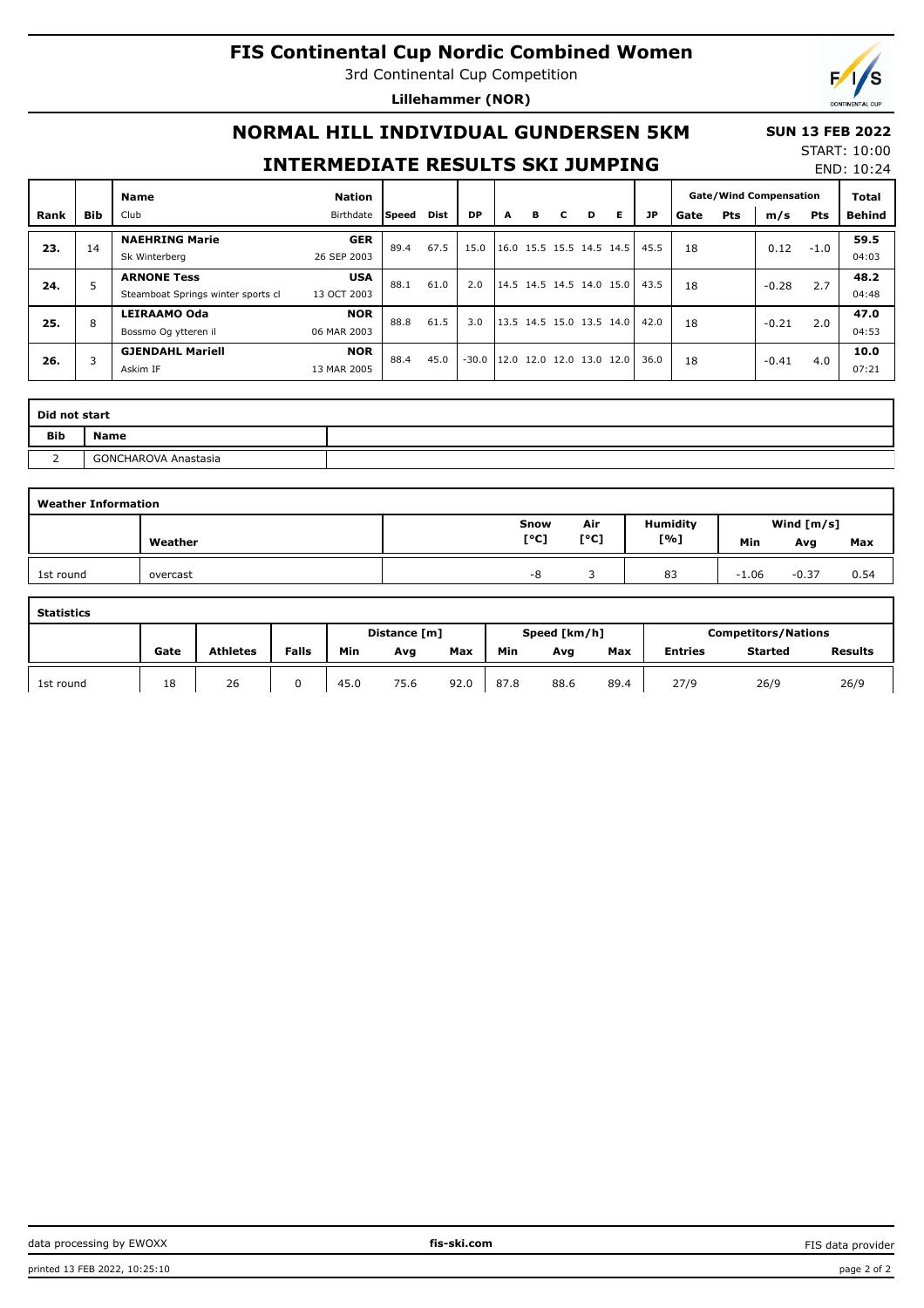# FIS Continental Cup Nordic Combined Women

3rd Continental Cup Competition

**Lillehammer (NOR)**

## NORMAL HILL INDIVIDUAL GUNDERSEN 5KM

## INTERMEDIATE RESULTS SKI JUMPING

**SUN 13 FEB 2022**

START: 10:00

END: 10:24

| Rank | Bib | Name / Club | Nation / Birthdate | Speed | Dist | DP | A | B | C | D | E | JP | Gate/Wind Compensation: Gate | Pts | m/s | Pts | Total Behind |
|---|---|---|---|---|---|---|---|---|---|---|---|---|---|---|---|---|---|
| 23. | 14 | **NAEHRING Marie** Sk Winterberg | **GER** 26 SEP 2003 | 89.4 | 67.5 | 15.0 | 16.0 | 15.5 | 15.5 | 14.5 | 14.5 | 45.5 | 18 | | 0.12 | -1.0 | **59.5** 04:03 |
| 24. | 5 | **ARNONE Tess** Steamboat Springs winter sports cl | **USA** 13 OCT 2003 | 88.1 | 61.0 | 2.0 | 14.5 | 14.5 | 14.5 | 14.0 | 15.0 | 43.5 | 18 | | -0.28 | 2.7 | **48.2** 04:48 |
| 25. | 8 | **LEIRAAMO Oda** Bossmo Og ytteren il | **NOR** 06 MAR 2003 | 88.8 | 61.5 | 3.0 | 13.5 | 14.5 | 15.0 | 13.5 | 14.0 | 42.0 | 18 | | -0.21 | 2.0 | **47.0** 04:53 |
| 26. | 3 | **GJENDAHL Mariell** Askim IF | **NOR** 13 MAR 2005 | 88.4 | 45.0 | -30.0 | 12.0 | 12.0 | 12.0 | 13.0 | 12.0 | 36.0 | 18 | | -0.41 | 4.0 | **10.0** 07:21 |

**Did not start**

| Bib | Name |
|---|---|
| 2 | GONCHAROVA Anastasia |

**Weather Information**

| | Weather | Snow [°C] | Air [°C] | Humidity [%] | Wind [m/s] Min | Avg | Max |
|---|---|---|---|---|---|---|---|
| 1st round | overcast | -8 | 3 | 83 | -1.06 | -0.37 | 0.54 |

**Statistics**

| | Gate | Athletes | Falls | Distance [m] Min | Avg | Max | Speed [km/h] Min | Avg | Max | Competitors/Nations Entries | Started | Results |
|---|---|---|---|---|---|---|---|---|---|---|---|---|
| 1st round | 18 | 26 | 0 | 45.0 | 75.6 | 92.0 | 87.8 | 88.6 | 89.4 | 27/9 | 26/9 | 26/9 |

data processing by EWOXX | fis-ski.com | FIS data provider

printed 13 FEB 2022, 10:25:10